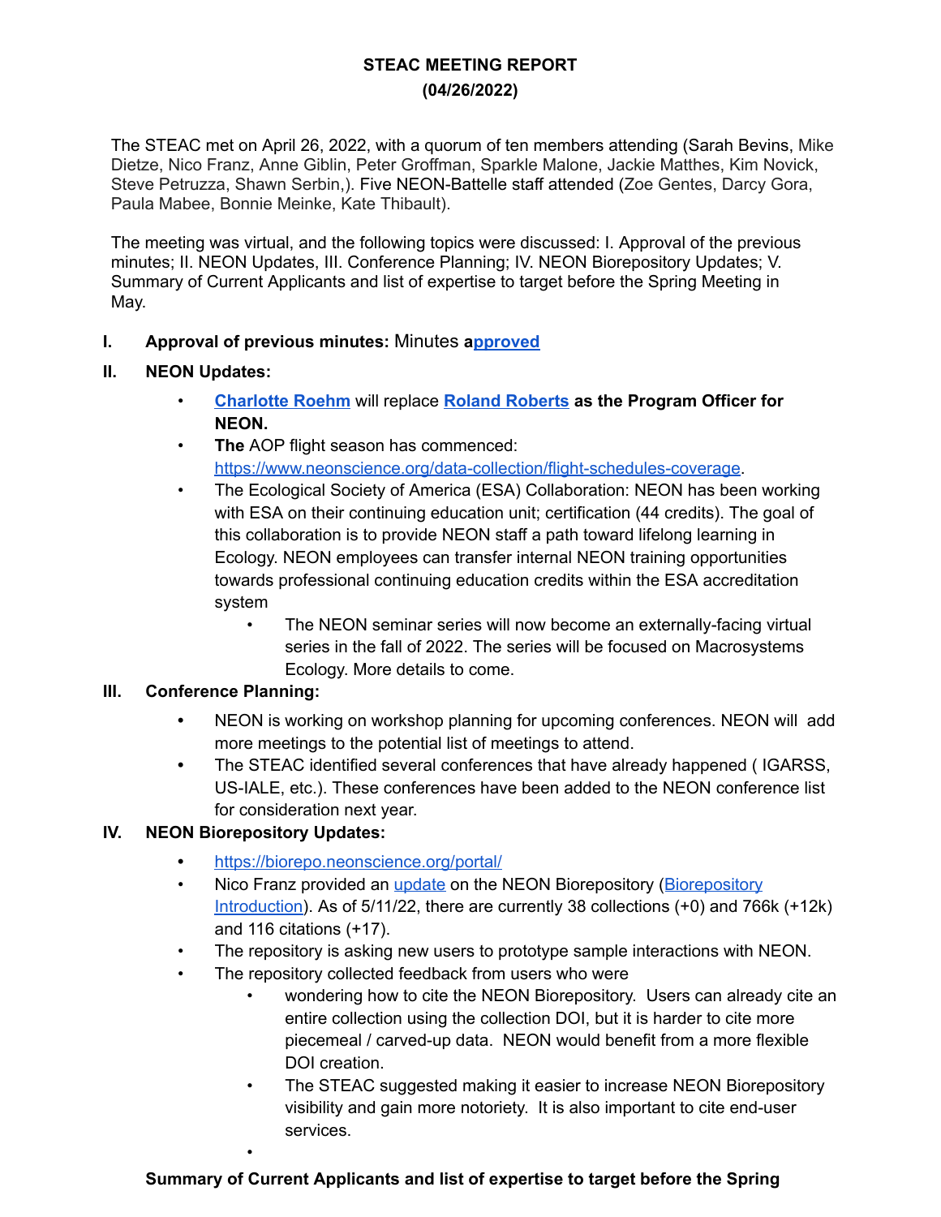**STEAC MEETING REPORT**
**(04/26/2022)**

The STEAC met on April 26, 2022, with a quorum of ten members attending (Sarah Bevins, Mike Dietze, Nico Franz, Anne Giblin, Peter Groffman, Sparkle Malone, Jackie Matthes, Kim Novick, Steve Petruzza, Shawn Serbin,). Five NEON-Battelle staff attended (Zoe Gentes, Darcy Gora, Paula Mabee, Bonnie Meinke, Kate Thibault).

The meeting was virtual, and the following topics were discussed: I. Approval of the previous minutes; II. NEON Updates, III. Conference Planning; IV. NEON Biorepository Updates; V. Summary of Current Applicants and list of expertise to target before the Spring Meeting in May.

**I. Approval of previous minutes:** Minutes a[pproved](#)

**II. NEON Updates:**

- [Charlotte Roehm](#) will replace [Roland Roberts](#) **as the Program Officer for NEON.**
- **The** AOP flight season has commenced: https://www.neonscience.org/data-collection/flight-schedules-coverage.
- The Ecological Society of America (ESA) Collaboration: NEON has been working with ESA on their continuing education unit; certification (44 credits). The goal of this collaboration is to provide NEON staff a path toward lifelong learning in Ecology. NEON employees can transfer internal NEON training opportunities towards professional continuing education credits within the ESA accreditation system
  - The NEON seminar series will now become an externally-facing virtual series in the fall of 2022. The series will be focused on Macrosystems Ecology. More details to come.

**III. Conference Planning:**

- NEON is working on workshop planning for upcoming conferences. NEON will add more meetings to the potential list of meetings to attend.
- The STEAC identified several conferences that have already happened ( IGARSS, US-IALE, etc.). These conferences have been added to the NEON conference list for consideration next year.

**IV. NEON Biorepository Updates:**

- https://biorepo.neonscience.org/portal/
- Nico Franz provided an [update](#) on the NEON Biorepository ([Biorepository Introduction](#)). As of 5/11/22, there are currently 38 collections (+0) and 766k (+12k) and 116 citations (+17).
- The repository is asking new users to prototype sample interactions with NEON.
- The repository collected feedback from users who were
  - wondering how to cite the NEON Biorepository. Users can already cite an entire collection using the collection DOI, but it is harder to cite more piecemeal / carved-up data. NEON would benefit from a more flexible DOI creation.
  - The STEAC suggested making it easier to increase NEON Biorepository visibility and gain more notoriety. It is also important to cite end-user services.
  -

**Summary of Current Applicants and list of expertise to target before the Spring**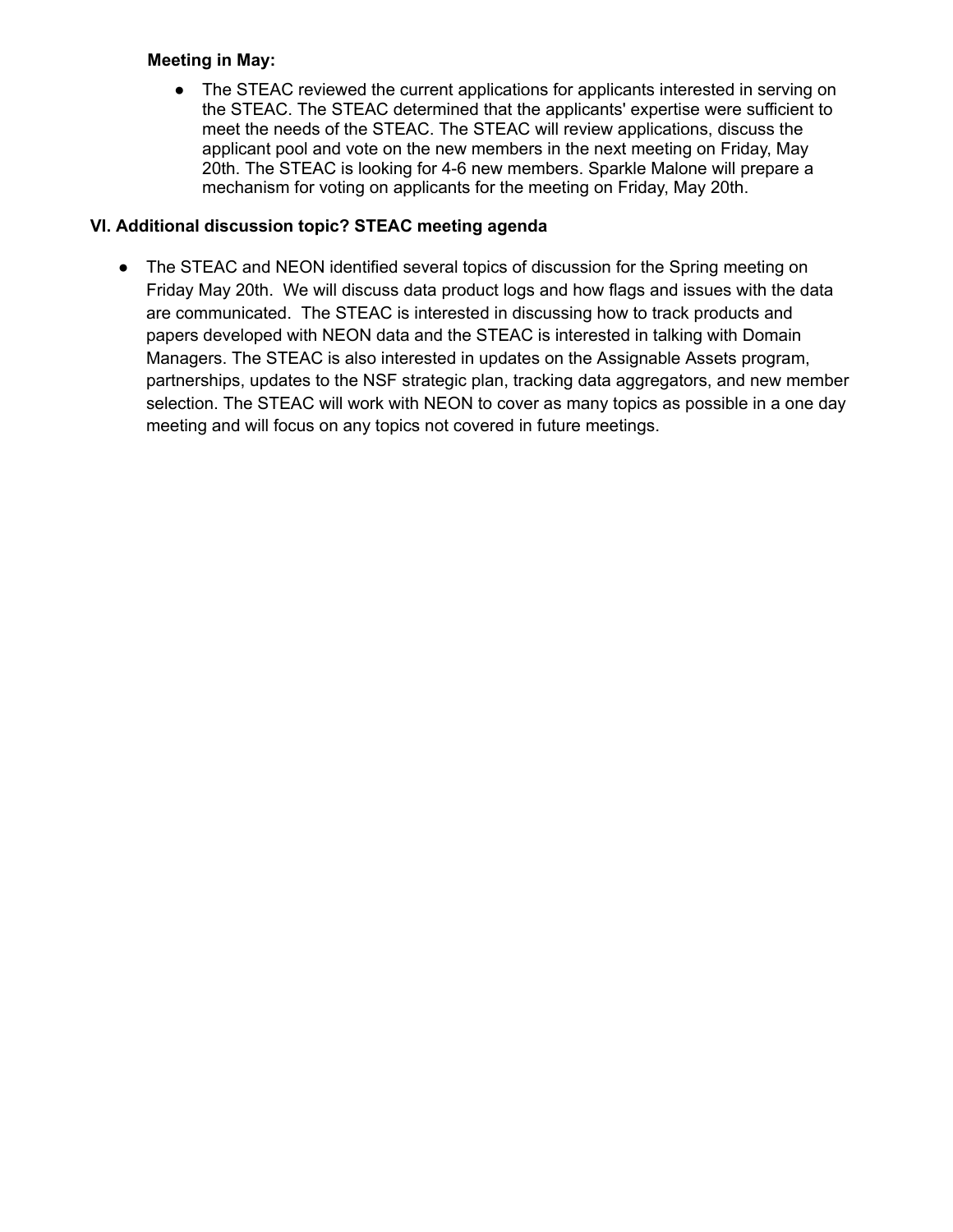**Meeting in May:**

- The STEAC reviewed the current applications for applicants interested in serving on the STEAC. The STEAC determined that the applicants' expertise were sufficient to meet the needs of the STEAC. The STEAC will review applications, discuss the applicant pool and vote on the new members in the next meeting on Friday, May 20th. The STEAC is looking for 4-6 new members. Sparkle Malone will prepare a mechanism for voting on applicants for the meeting on Friday, May 20th.

**VI. Additional discussion topic? STEAC meeting agenda**

- The STEAC and NEON identified several topics of discussion for the Spring meeting on Friday May 20th. We will discuss data product logs and how flags and issues with the data are communicated. The STEAC is interested in discussing how to track products and papers developed with NEON data and the STEAC is interested in talking with Domain Managers. The STEAC is also interested in updates on the Assignable Assets program, partnerships, updates to the NSF strategic plan, tracking data aggregators, and new member selection. The STEAC will work with NEON to cover as many topics as possible in a one day meeting and will focus on any topics not covered in future meetings.